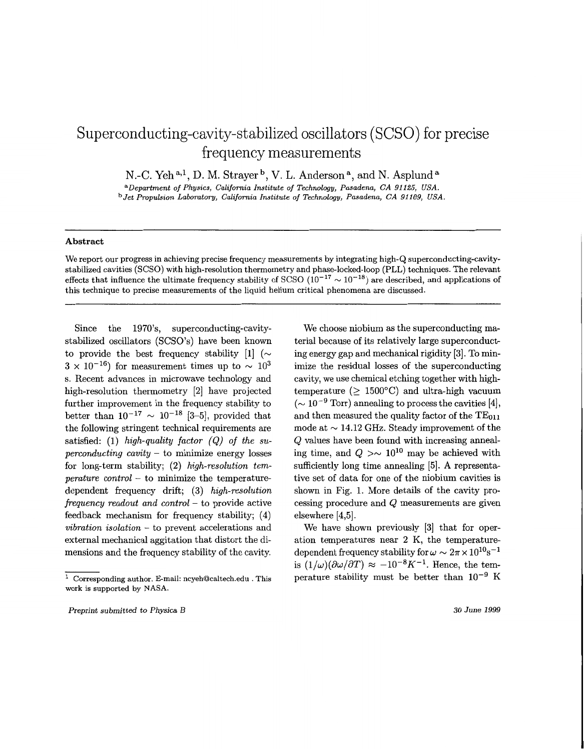# Superconducting-cavity-stabilized oscillators (SCSO) for precise frequency measurements

N.-C. Yeh [a,1], D. M. Strayer [b], V. L. Anderson [a], and N. Asplund [a]

[a] *Department of Physics, California Institute of Technology, Pasadena, CA 91125, USA.*

[b] *Jet Propulsion Laboratory, California Institute of Technology, Pasadena, CA 91109, USA.*

## Abstract

We report our progress in achieving precise frequency measurements by integrating high-Q superconducting-cavity-stabilized cavities (SCSO) with high-resolution thermometry and phase-locked-loop (PLL) techniques. The relevant effects that influence the ultimate frequency stability of SCSO ($10^{-17} \sim 10^{-18}$) are described, and applications of this technique to precise measurements of the liquid helium critical phenomena are discussed.

---

Since the 1970's, superconducting-cavity-stabilized oscillators (SCSO's) have been known to provide the best frequency stability [1] ($\sim 3 \times 10^{-16}$) for measurement times up to $\sim 10^3$ s. Recent advances in microwave technology and high-resolution thermometry [2] have projected further improvement in the frequency stability to better than $10^{-17} \sim 10^{-18}$ [3–5], provided that the following stringent technical requirements are satisfied: (1) *high-quality factor (Q) of the superconducting cavity* – to minimize energy losses for long-term stability; (2) *high-resolution temperature control* – to minimize the temperature-dependent frequency drift; (3) *high-resolution frequency readout and control* – to provide active feedback mechanism for frequency stability; (4) *vibration isolation* – to prevent accelerations and external mechanical aggitation that distort the dimensions and the frequency stability of the cavity.

We choose niobium as the superconducting material because of its relatively large superconducting energy gap and mechanical rigidity [3]. To minimize the residual losses of the superconducting cavity, we use chemical etching together with high-temperature ($\geq 1500°$C) and ultra-high vacuum ($\sim 10^{-9}$ Torr) annealing to process the cavities [4], and then measured the quality factor of the $TE_{011}$ mode at $\sim 14.12$ GHz. Steady improvement of the $Q$ values have been found with increasing annealing time, and $Q \gtrsim 10^{10}$ may be achieved with sufficiently long time annealing [5]. A representative set of data for one of the niobium cavities is shown in Fig. 1. More details of the cavity processing procedure and $Q$ measurements are given elsewhere [4,5].

We have shown previously [3] that for operation temperatures near 2 K, the temperature-dependent frequency stability for $\omega \sim 2\pi \times 10^{10} \mathrm{s}^{-1}$ is $(1/\omega)(\partial\omega/\partial T) \approx -10^{-8} K^{-1}$. Hence, the temperature stability must be better than $10^{-9}$ K

---

[1] Corresponding author. E-mail: ncyeh@caltech.edu . This work is supported by NASA.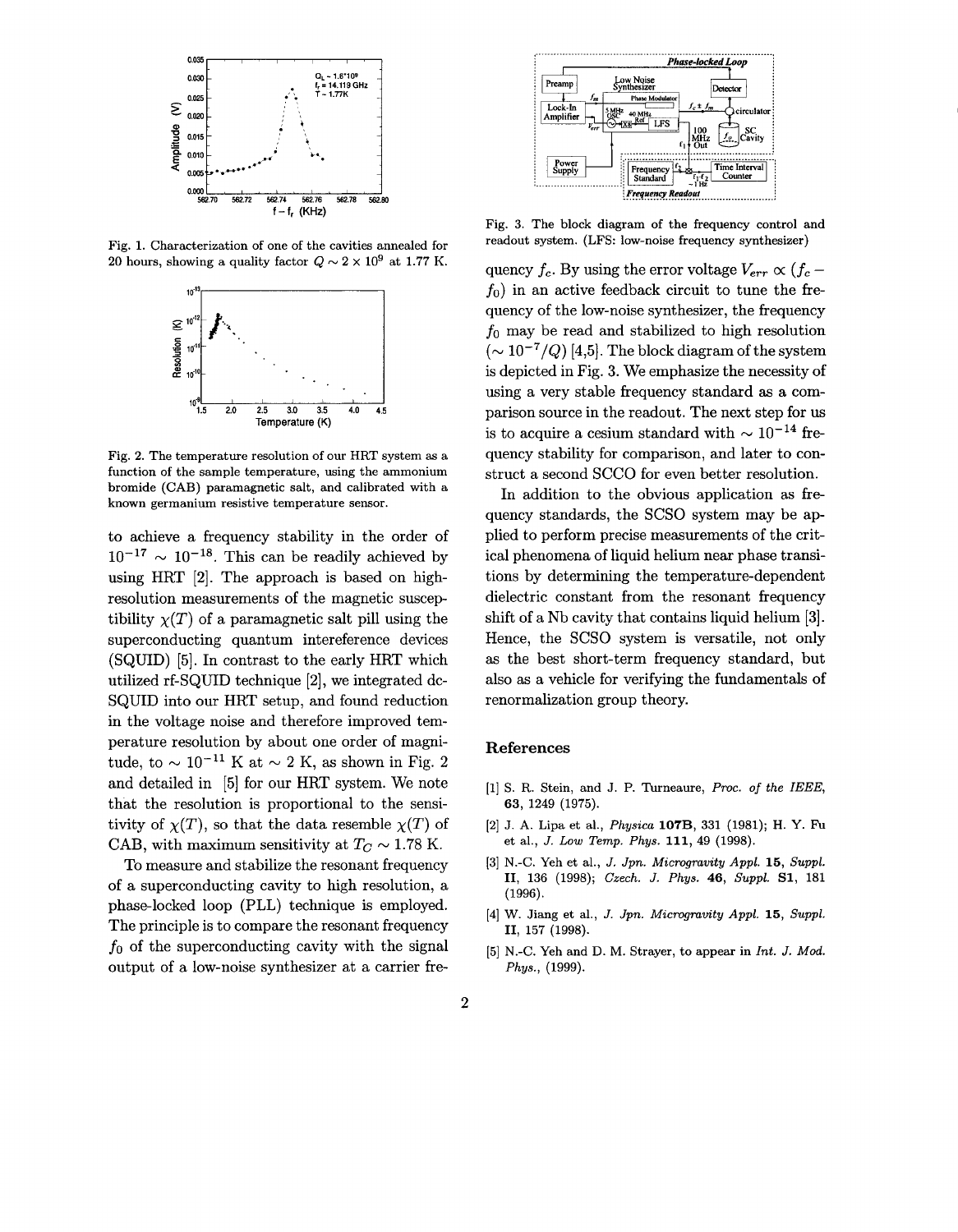0.035
0.030
0.025
0.020
0.015
0.010
0.005
0.000
Amplitude (V)
$Q_L \sim 1.6 \cdot 10^9$
$f_r = 14.119$ GHz
$T \sim 1.77$K
562.70 562.72 562.74 562.76 562.78 562.80
$f - f_r$ (KHz)

Fig. 1. Characterization of one of the cavities annealed for 20 hours, showing a quality factor $Q \sim 2 \times 10^9$ at 1.77 K.

$10^{-13}$
$10^{-12}$
$10^{-11}$
$10^{-10}$
$10^{-9}$
Resolution (K)
1.5 2.0 2.5 3.0 3.5 4.0 4.5
Temperature (K)

Fig. 2. The temperature resolution of our HRT system as a function of the sample temperature, using the ammonium bromide (CAB) paramagnetic salt, and calibrated with a known germanium resistive temperature sensor.

to achieve a frequency stability in the order of $10^{-17} \sim 10^{-18}$. This can be readily achieved by using HRT [2]. The approach is based on high-resolution measurements of the magnetic susceptibility $\chi(T)$ of a paramagnetic salt pill using the superconducting quantum intereference devices (SQUID) [5]. In contrast to the early HRT which utilized rf-SQUID technique [2], we integrated dc-SQUID into our HRT setup, and found reduction in the voltage noise and therefore improved temperature resolution by about one order of magnitude, to $\sim 10^{-11}$ K at $\sim 2$ K, as shown in Fig. 2 and detailed in [5] for our HRT system. We note that the resolution is proportional to the sensitivity of $\chi(T)$, so that the data resemble $\chi(T)$ of CAB, with maximum sensitivity at $T_C \sim 1.78$ K.

To measure and stabilize the resonant frequency of a superconducting cavity to high resolution, a phase-locked loop (PLL) technique is employed. The principle is to compare the resonant frequency $f_0$ of the superconducting cavity with the signal output of a low-noise synthesizer at a carrier frequency $f_c$. By using the error voltage $V_{err} \propto (f_c - f_0)$ in an active feedback circuit to tune the frequency of the low-noise synthesizer, the frequency $f_0$ may be read and stabilized to high resolution ($\sim 10^{-7}/Q$) [4,5]. The block diagram of the system is depicted in Fig. 3. We emphasize the necessity of using a very stable frequency standard as a comparison source in the readout. The next step for us is to acquire a cesium standard with $\sim 10^{-14}$ frequency stability for comparison, and later to construct a second SCCO for even better resolution.

Phase-locked Loop
Preamp
Low Noise Synthesizer
Detector
$f_m$
Phase Modulator
Lock-In Amplifier
5 MHz OSC
40 MHz Ref
$V_{err}$
LFS
$f_c \pm f_m$
circulator
100 MHz Out
$f_1$
$f_o$
SC Cavity
Power Supply
Frequency Standard
$f_2$
$f_1 - f_2$ ~1 Hz
Time Interval Counter
Frequency Readout

Fig. 3. The block diagram of the frequency control and readout system. (LFS: low-noise frequency synthesizer)

In addition to the obvious application as frequency standards, the SCSO system may be applied to perform precise measurements of the critical phenomena of liquid helium near phase transitions by determining the temperature-dependent dielectric constant from the resonant frequency shift of a Nb cavity that contains liquid helium [3]. Hence, the SCSO system is versatile, not only as the best short-term frequency standard, but also as a vehicle for verifying the fundamentals of renormalization group theory.

## References

[1] S. R. Stein, and J. P. Turneaure, *Proc. of the IEEE*, **63**, 1249 (1975).

[2] J. A. Lipa et al., *Physica* **107B**, 331 (1981); H. Y. Fu et al., *J. Low Temp. Phys.* **111**, 49 (1998).

[3] N.-C. Yeh et al., *J. Jpn. Microgravity Appl.* **15**, *Suppl.* **II**, 136 (1998); *Czech. J. Phys.* **46**, *Suppl.* **S1**, 181 (1996).

[4] W. Jiang et al., *J. Jpn. Microgravity Appl.* **15**, *Suppl.* **II**, 157 (1998).

[5] N.-C. Yeh and D. M. Strayer, to appear in *Int. J. Mod. Phys.*, (1999).